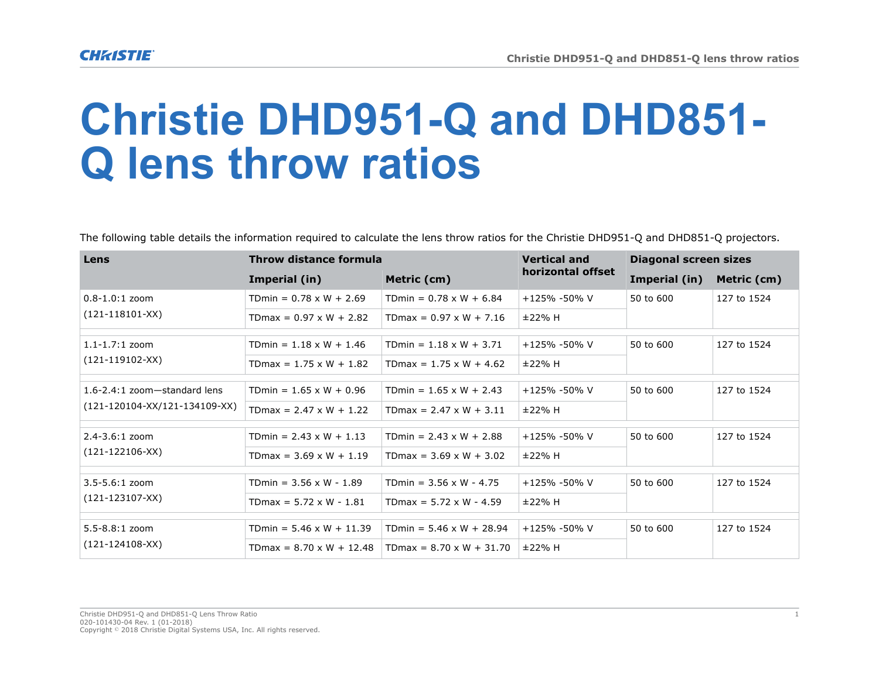# Christie DHD951-Q and DHD851-Q lens throw ratios

The following table details the information required to calculate the lens throw ratios for the Christie DHD951-Q and DHD851-Q projectors.

| Lens | Throw distance formula | | Vertical and horizontal offset | Diagonal screen sizes | |
|---|---|---|---|---|---|
| | Imperial (in) | Metric (cm) | | Imperial (in) | Metric (cm) |
| 0.8-1.0:1 zoom (121-118101-XX) | TDmin = 0.78 x W + 2.69 | TDmin = 0.78 x W + 6.84 | +125% -50% V | 50 to 600 | 127 to 1524 |
| | TDmax = 0.97 x W + 2.82 | TDmax = 0.97 x W + 7.16 | ±22% H | | |
| 1.1-1.7:1 zoom (121-119102-XX) | TDmin = 1.18 x W + 1.46 | TDmin = 1.18 x W + 3.71 | +125% -50% V | 50 to 600 | 127 to 1524 |
| | TDmax = 1.75 x W + 1.82 | TDmax = 1.75 x W + 4.62 | ±22% H | | |
| 1.6-2.4:1 zoom—standard lens (121-120104-XX/121-134109-XX) | TDmin = 1.65 x W + 0.96 | TDmin = 1.65 x W + 2.43 | +125% -50% V | 50 to 600 | 127 to 1524 |
| | TDmax = 2.47 x W + 1.22 | TDmax = 2.47 x W + 3.11 | ±22% H | | |
| 2.4-3.6:1 zoom (121-122106-XX) | TDmin = 2.43 x W + 1.13 | TDmin = 2.43 x W + 2.88 | +125% -50% V | 50 to 600 | 127 to 1524 |
| | TDmax = 3.69 x W + 1.19 | TDmax = 3.69 x W + 3.02 | ±22% H | | |
| 3.5-5.6:1 zoom (121-123107-XX) | TDmin = 3.56 x W - 1.89 | TDmin = 3.56 x W - 4.75 | +125% -50% V | 50 to 600 | 127 to 1524 |
| | TDmax = 5.72 x W - 1.81 | TDmax = 5.72 x W - 4.59 | ±22% H | | |
| 5.5-8.8:1 zoom (121-124108-XX) | TDmin = 5.46 x W + 11.39 | TDmin = 5.46 x W + 28.94 | +125% -50% V | 50 to 600 | 127 to 1524 |
| | TDmax = 8.70 x W + 12.48 | TDmax = 8.70 x W + 31.70 | ±22% H | | |

Christie DHD951-Q and DHD851-Q Lens Throw Ratio
020-101430-04 Rev. 1 (01-2018)
Copyright © 2018 Christie Digital Systems USA, Inc. All rights reserved.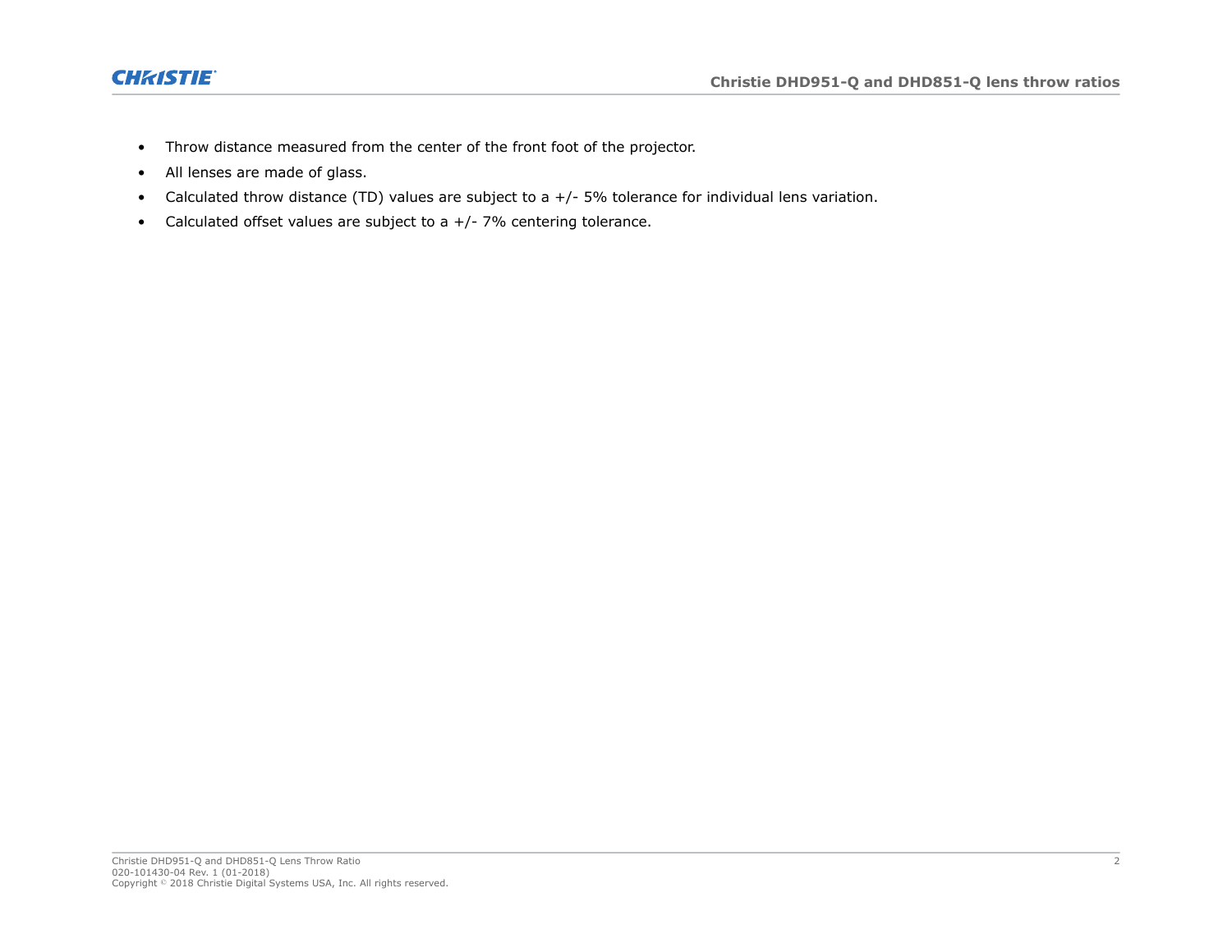- Throw distance measured from the center of the front foot of the projector.
- All lenses are made of glass.
- Calculated throw distance (TD) values are subject to a +/- 5% tolerance for individual lens variation.
- Calculated offset values are subject to a +/- 7% centering tolerance.